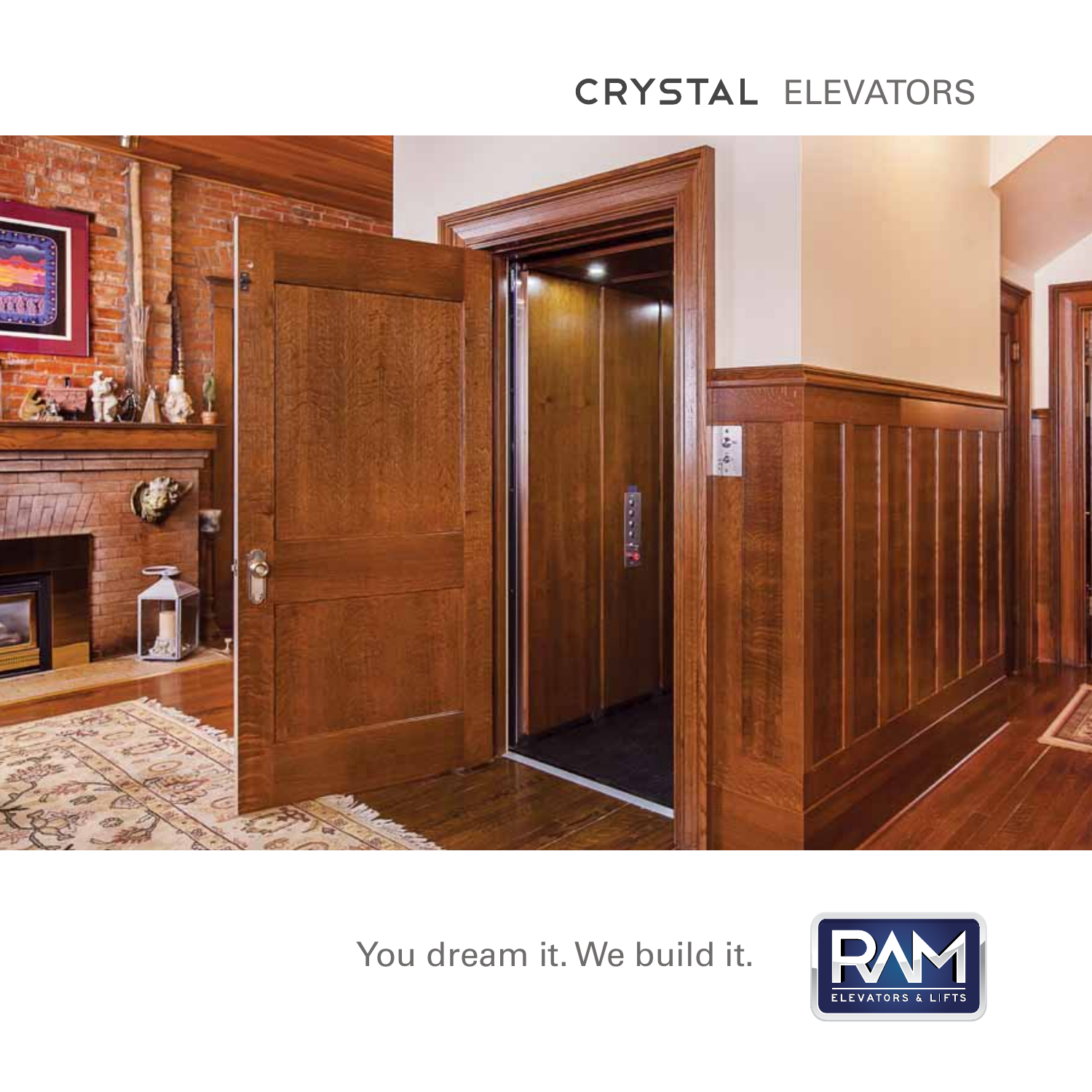# CRYSTAL ELEVATORS

You dream it. We build it.

RAM ELEVATORS & LIFTS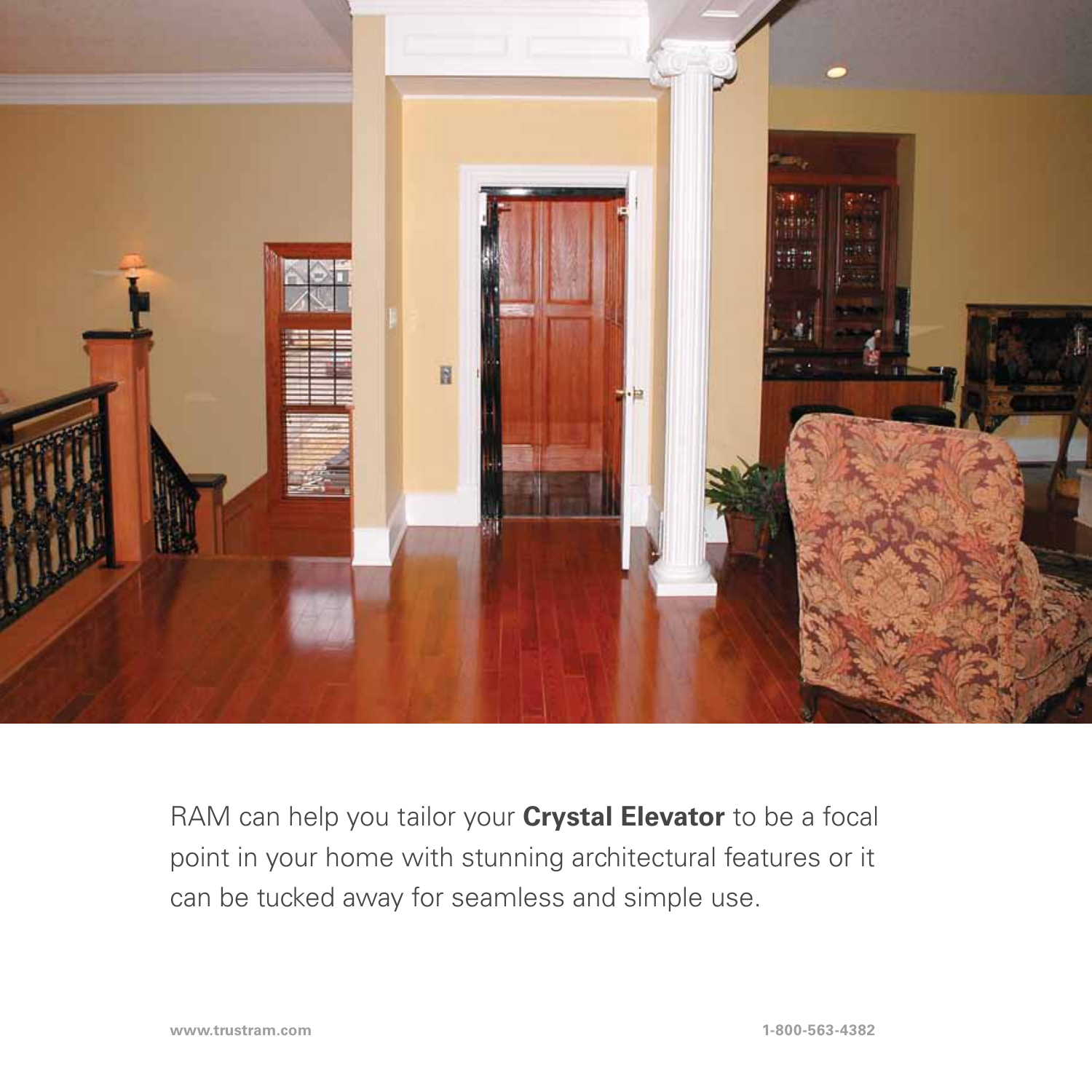RAM can help you tailor your **Crystal Elevator** to be a focal point in your home with stunning architectural features or it can be tucked away for seamless and simple use.

**www.trustram.com** **1-800-563-4382**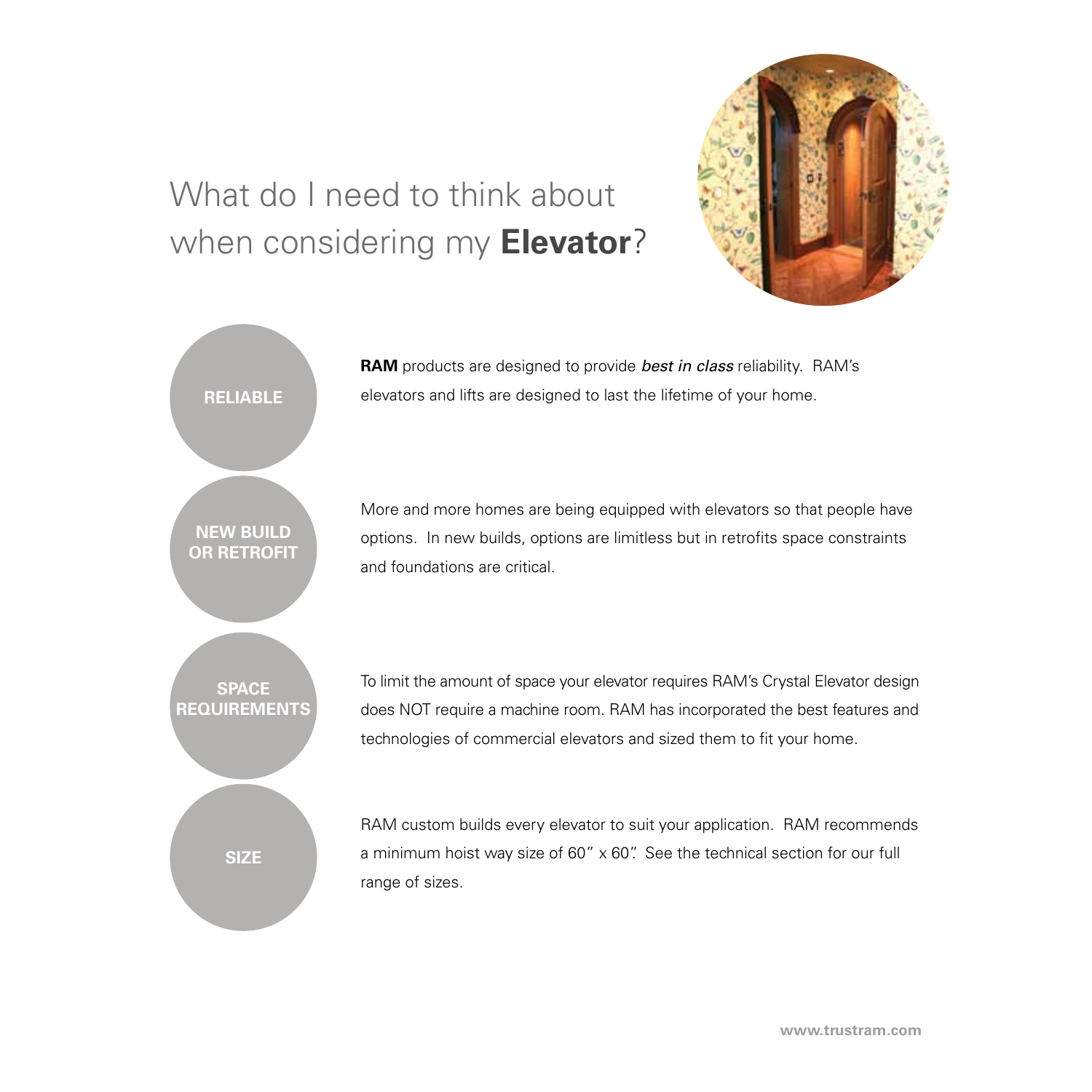# What do I need to think about when considering my **Elevator**?

**RELIABLE**

**RAM** products are designed to provide ***best in class*** reliability. RAM's elevators and lifts are designed to last the lifetime of your home.

**NEW BUILD OR RETROFIT**

More and more homes are being equipped with elevators so that people have options. In new builds, options are limitless but in retrofits space constraints and foundations are critical.

**SPACE REQUIREMENTS**

To limit the amount of space your elevator requires RAM's Crystal Elevator design does NOT require a machine room. RAM has incorporated the best features and technologies of commercial elevators and sized them to fit your home.

**SIZE**

RAM custom builds every elevator to suit your application. RAM recommends a minimum hoist way size of 60" x 60". See the technical section for our full range of sizes.

www.trustram.com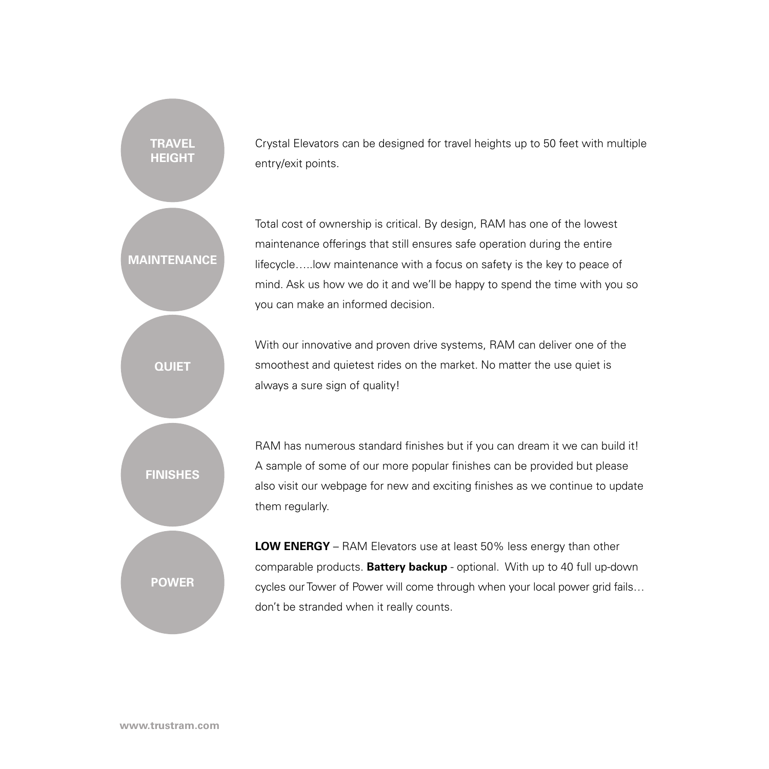**TRAVEL HEIGHT**

Crystal Elevators can be designed for travel heights up to 50 feet with multiple entry/exit points.

**MAINTENANCE**

Total cost of ownership is critical. By design, RAM has one of the lowest maintenance offerings that still ensures safe operation during the entire lifecycle…..low maintenance with a focus on safety is the key to peace of mind. Ask us how we do it and we'll be happy to spend the time with you so you can make an informed decision.

**QUIET**

With our innovative and proven drive systems, RAM can deliver one of the smoothest and quietest rides on the market. No matter the use quiet is always a sure sign of quality!

**FINISHES**

RAM has numerous standard finishes but if you can dream it we can build it! A sample of some of our more popular finishes can be provided but please also visit our webpage for new and exciting finishes as we continue to update them regularly.

**POWER**

**LOW ENERGY** – RAM Elevators use at least 50% less energy than other comparable products. **Battery backup** - optional. With up to 40 full up-down cycles our Tower of Power will come through when your local power grid fails… don't be stranded when it really counts.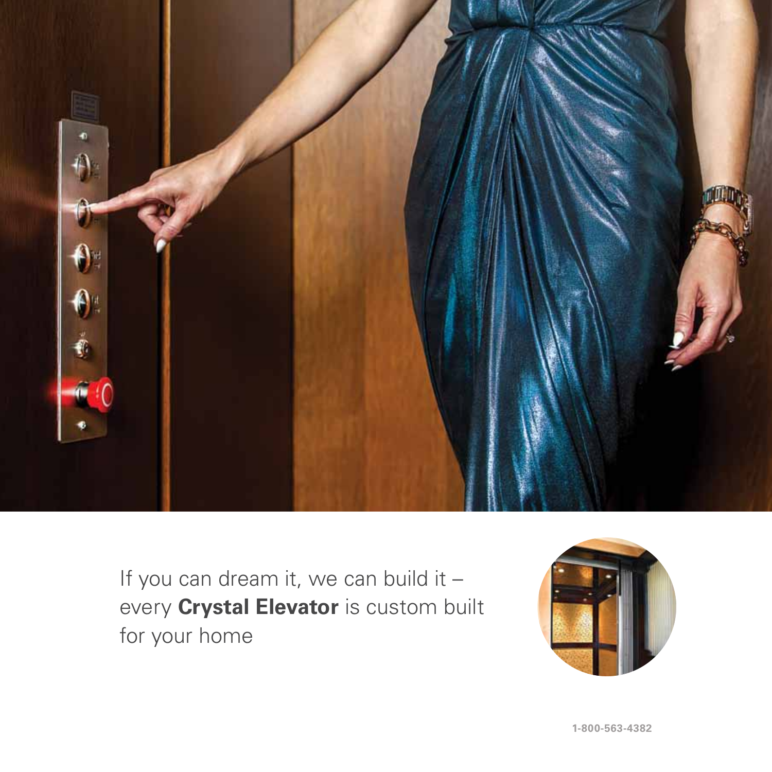If you can dream it, we can build it – every **Crystal Elevator** is custom built for your home

1-800-563-4382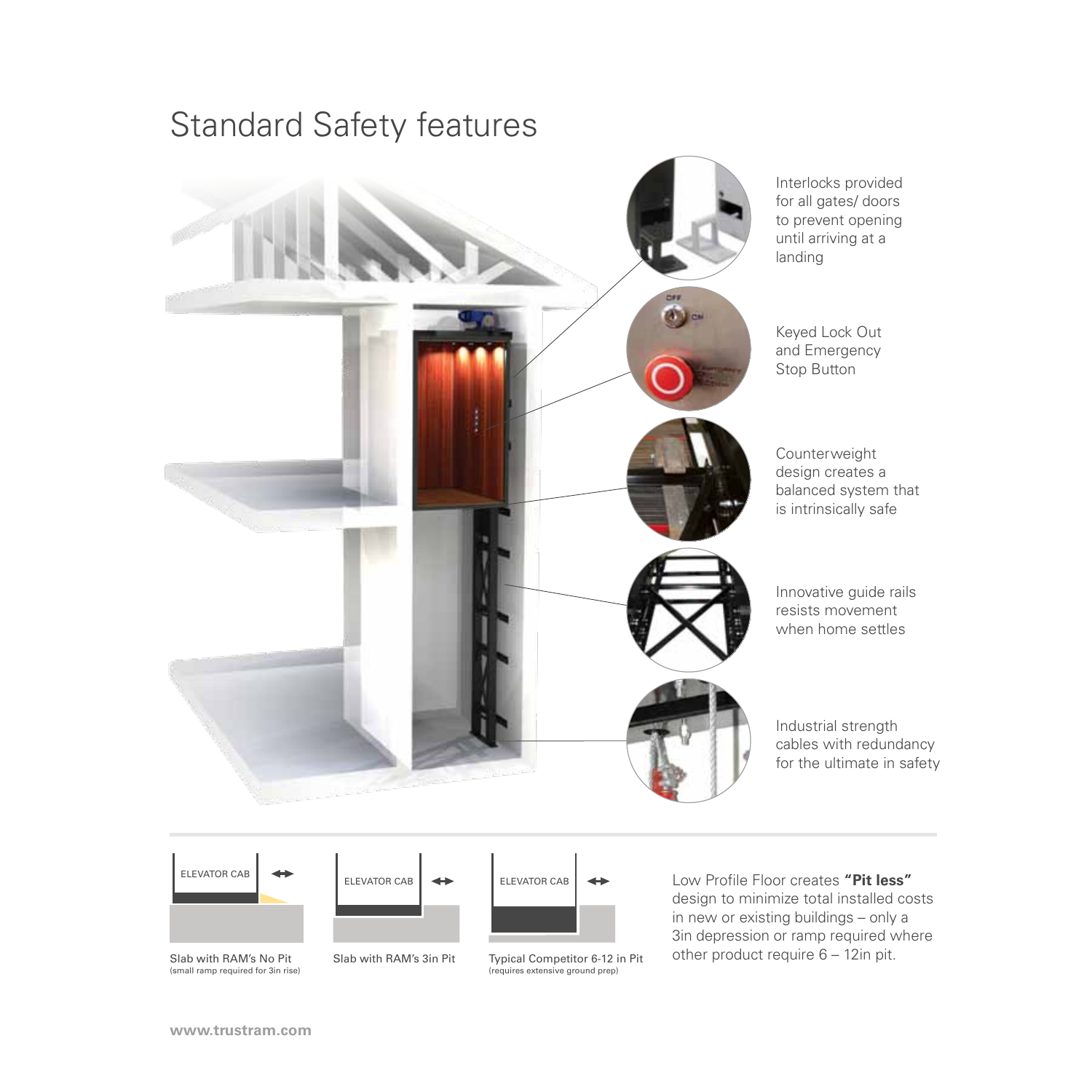# Standard Safety features

Interlocks provided for all gates/ doors to prevent opening until arriving at a landing

Keyed Lock Out and Emergency Stop Button

Counterweight design creates a balanced system that is intrinsically safe

Innovative guide rails resists movement when home settles

Industrial strength cables with redundancy for the ultimate in safety

ELEVATOR CAB

Slab with RAM's No Pit
(small ramp required for 3in rise)

ELEVATOR CAB

Slab with RAM's 3in Pit

ELEVATOR CAB

Typical Competitor 6-12 in Pit
(requires extensive ground prep)

Low Profile Floor creates **"Pit less"** design to minimize total installed costs in new or existing buildings – only a 3in depression or ramp required where other product require 6 – 12in pit.

www.trustram.com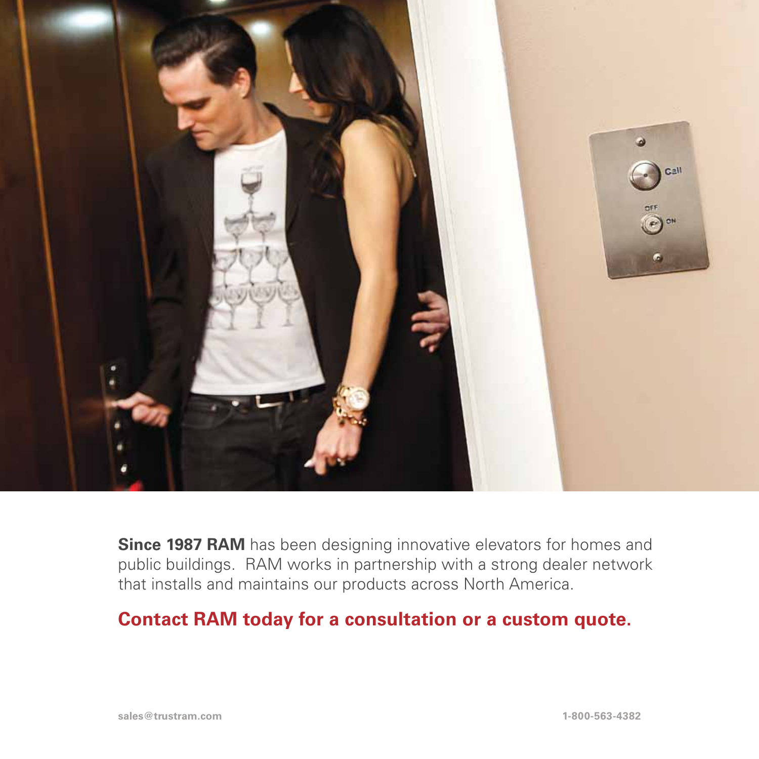**Since 1987 RAM** has been designing innovative elevators for homes and public buildings. RAM works in partnership with a strong dealer network that installs and maintains our products across North America.

**Contact RAM today for a consultation or a custom quote.**

sales@trustram.com

1-800-563-4382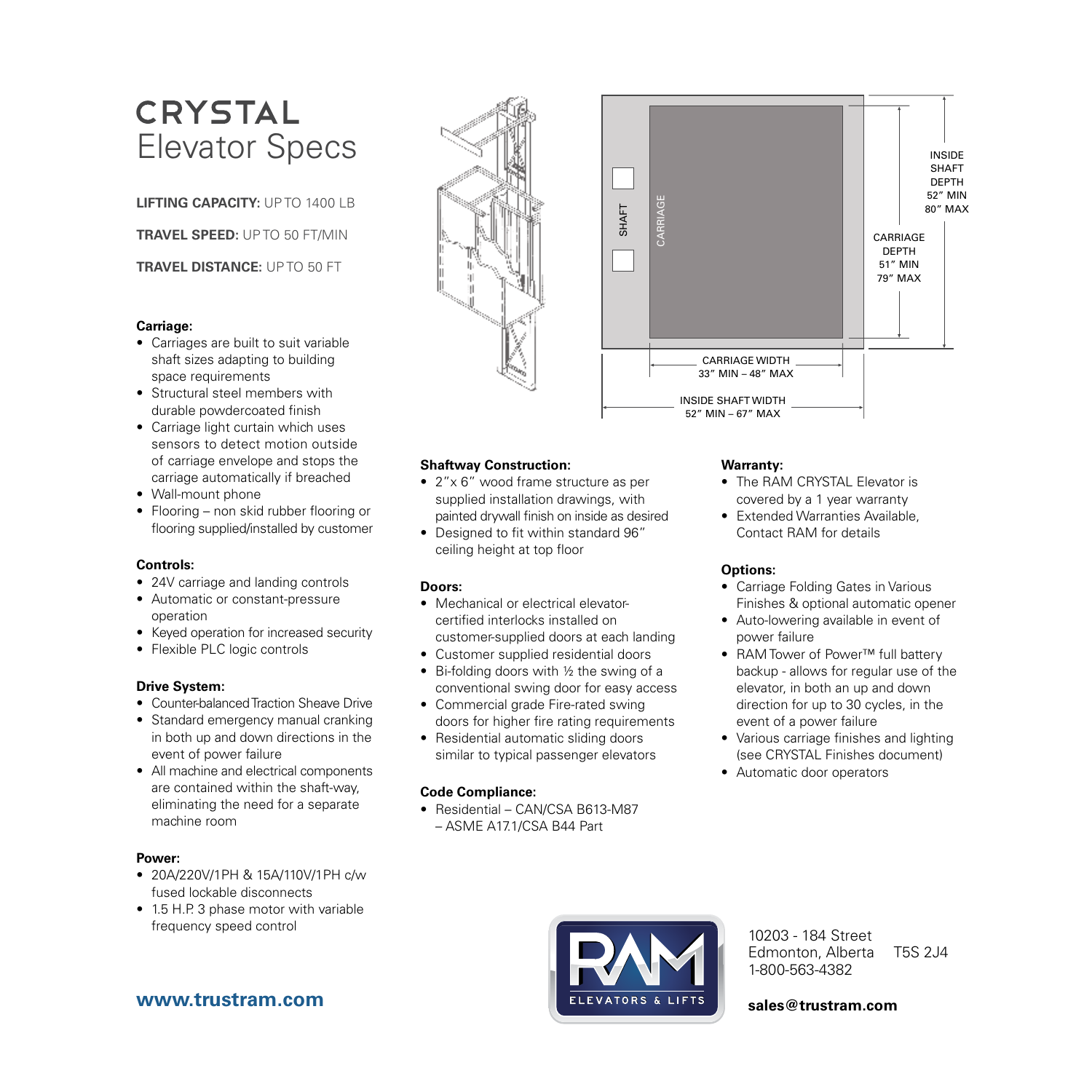# CRYSTAL Elevator Specs

**LIFTING CAPACITY:** UP TO 1400 LB

**TRAVEL SPEED:** UP TO 50 FT/MIN

**TRAVEL DISTANCE:** UP TO 50 FT

SHAFT

CARRIAGE

INSIDE SHAFT DEPTH 52″ MIN 80″ MAX

CARRIAGE DEPTH 51″ MIN 79″ MAX

CARRIAGE WIDTH 33″ MIN – 48″ MAX

INSIDE SHAFT WIDTH 52″ MIN – 67″ MAX

**Carriage:**

- Carriages are built to suit variable shaft sizes adapting to building space requirements
- Structural steel members with durable powdercoated finish
- Carriage light curtain which uses sensors to detect motion outside of carriage envelope and stops the carriage automatically if breached
- Wall-mount phone
- Flooring – non skid rubber flooring or flooring supplied/installed by customer

**Controls:**

- 24V carriage and landing controls
- Automatic or constant-pressure operation
- Keyed operation for increased security
- Flexible PLC logic controls

**Drive System:**

- Counter-balanced Traction Sheave Drive
- Standard emergency manual cranking in both up and down directions in the event of power failure
- All machine and electrical components are contained within the shaft-way, eliminating the need for a separate machine room

**Power:**

- 20A/220V/1PH & 15A/110V/1PH c/w fused lockable disconnects
- 1.5 H.P. 3 phase motor with variable frequency speed control

**Shaftway Construction:**

- 2″x 6″ wood frame structure as per supplied installation drawings, with painted drywall finish on inside as desired
- Designed to fit within standard 96″ ceiling height at top floor

**Doors:**

- Mechanical or electrical elevator-certified interlocks installed on customer-supplied doors at each landing
- Customer supplied residential doors
- Bi-folding doors with ½ the swing of a conventional swing door for easy access
- Commercial grade Fire-rated swing doors for higher fire rating requirements
- Residential automatic sliding doors similar to typical passenger elevators

**Code Compliance:**

- Residential – CAN/CSA B613-M87 – ASME A17.1/CSA B44 Part

**Warranty:**

- The RAM CRYSTAL Elevator is covered by a 1 year warranty
- Extended Warranties Available, Contact RAM for details

**Options:**

- Carriage Folding Gates in Various Finishes & optional automatic opener
- Auto-lowering available in event of power failure
- RAM Tower of Power™ full battery backup - allows for regular use of the elevator, in both an up and down direction for up to 30 cycles, in the event of a power failure
- Various carriage finishes and lighting (see CRYSTAL Finishes document)
- Automatic door operators

**www.trustram.com**

RAM ELEVATORS & LIFTS

10203 - 184 Street
Edmonton, Alberta T5S 2J4
1-800-563-4382

**sales@trustram.com**